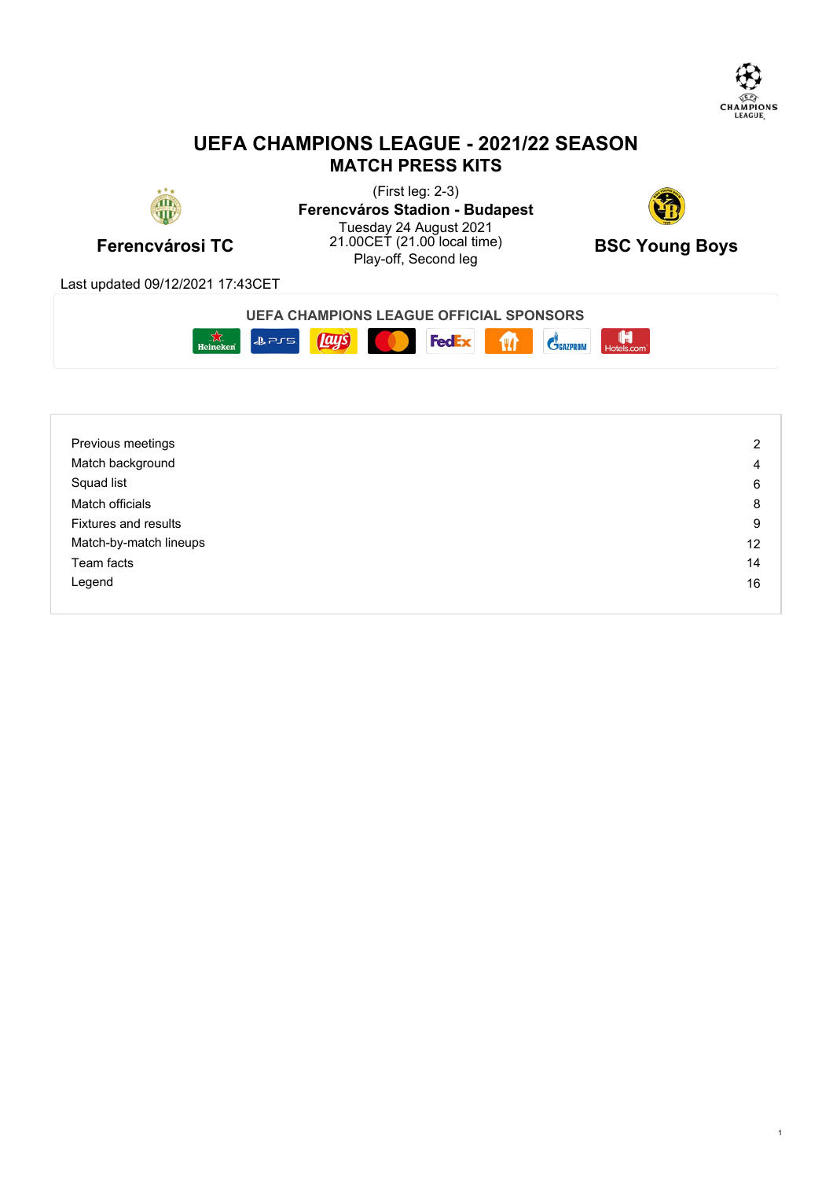# UEFA CHAMPIONS LEAGUE - 2021/22 SEASON

## MATCH PRESS KITS

**Ferencvárosi TC**

(First leg: 2-3)

**Ferencváros Stadion - Budapest**

Tuesday 24 August 2021

21.00CET (21.00 local time)

Play-off, Second leg

**BSC Young Boys**

Last updated 09/12/2021 17:43CET

### UEFA CHAMPIONS LEAGUE OFFICIAL SPONSORS

| | |
|---|---|
| Previous meetings | 2 |
| Match background | 4 |
| Squad list | 6 |
| Match officials | 8 |
| Fixtures and results | 9 |
| Match-by-match lineups | 12 |
| Team facts | 14 |
| Legend | 16 |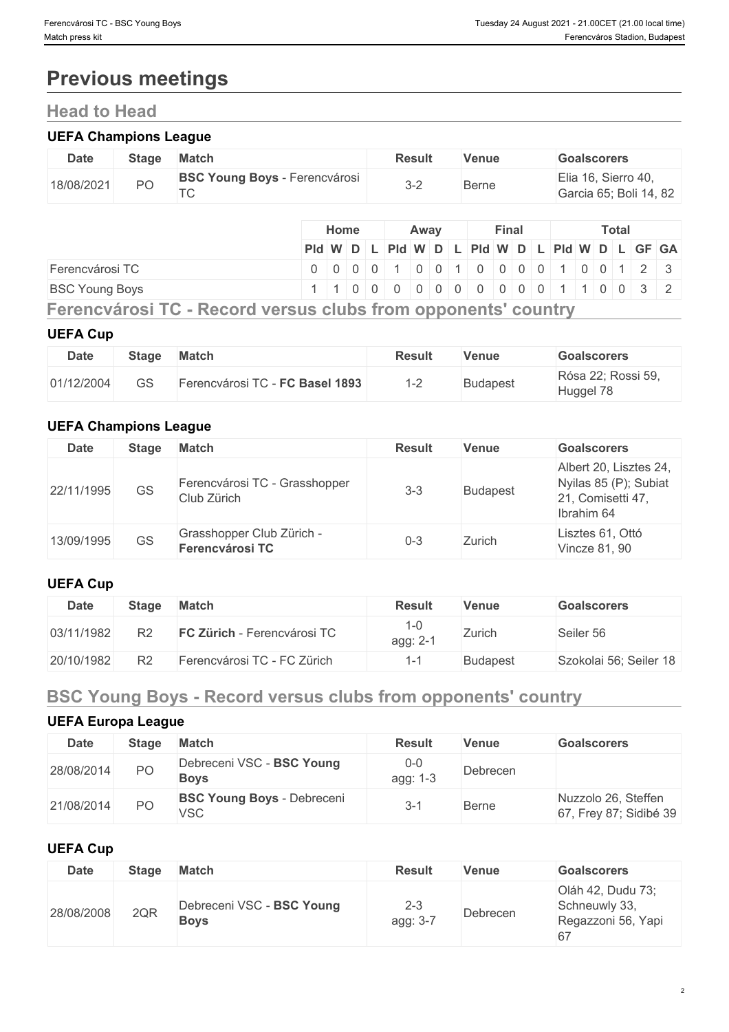# Previous meetings

## Head to Head

### UEFA Champions League

| Date | Stage | Match | Result | Venue | Goalscorers |
|---|---|---|---|---|---|
| 18/08/2021 | PO | **BSC Young Boys** - Ferencvárosi TC | 3-2 | Berne | Elia 16, Sierro 40, Garcia 65; Boli 14, 82 |

| | Home | | | | Away | | | | Final | | | | Total | | | | | |
|---|---|---|---|---|---|---|---|---|---|---|---|---|---|---|---|---|---|---|
| | Pld | W | D | L | Pld | W | D | L | Pld | W | D | L | Pld | W | D | L | GF | GA |
| Ferencvárosi TC | 0 | 0 | 0 | 0 | 1 | 0 | 0 | 1 | 0 | 0 | 0 | 0 | 1 | 0 | 0 | 1 | 2 | 3 |
| BSC Young Boys | 1 | 1 | 0 | 0 | 0 | 0 | 0 | 0 | 0 | 0 | 0 | 0 | 1 | 1 | 0 | 0 | 3 | 2 |

## Ferencvárosi TC - Record versus clubs from opponents' country

### UEFA Cup

| Date | Stage | Match | Result | Venue | Goalscorers |
|---|---|---|---|---|---|
| 01/12/2004 | GS | Ferencvárosi TC - **FC Basel 1893** | 1-2 | Budapest | Rósa 22; Rossi 59, Huggel 78 |

### UEFA Champions League

| Date | Stage | Match | Result | Venue | Goalscorers |
|---|---|---|---|---|---|
| 22/11/1995 | GS | Ferencvárosi TC - Grasshopper Club Zürich | 3-3 | Budapest | Albert 20, Lisztes 24, Nyilas 85 (P); Subiat 21, Comisetti 47, Ibrahim 64 |
| 13/09/1995 | GS | Grasshopper Club Zürich - **Ferencvárosi TC** | 0-3 | Zurich | Lisztes 61, Ottó Vincze 81, 90 |

### UEFA Cup

| Date | Stage | Match | Result | Venue | Goalscorers |
|---|---|---|---|---|---|
| 03/11/1982 | R2 | **FC Zürich** - Ferencvárosi TC | 1-0 agg: 2-1 | Zurich | Seiler 56 |
| 20/10/1982 | R2 | Ferencvárosi TC - FC Zürich | 1-1 | Budapest | Szokolai 56; Seiler 18 |

## BSC Young Boys - Record versus clubs from opponents' country

### UEFA Europa League

| Date | Stage | Match | Result | Venue | Goalscorers |
|---|---|---|---|---|---|
| 28/08/2014 | PO | Debreceni VSC - **BSC Young Boys** | 0-0 agg: 1-3 | Debrecen | |
| 21/08/2014 | PO | **BSC Young Boys** - Debreceni VSC | 3-1 | Berne | Nuzzolo 26, Steffen 67, Frey 87; Sidibé 39 |

### UEFA Cup

| Date | Stage | Match | Result | Venue | Goalscorers |
|---|---|---|---|---|---|
| 28/08/2008 | 2QR | Debreceni VSC - **BSC Young Boys** | 2-3 agg: 3-7 | Debrecen | Oláh 42, Dudu 73; Schneuwly 33, Regazzoni 56, Yapi 67 |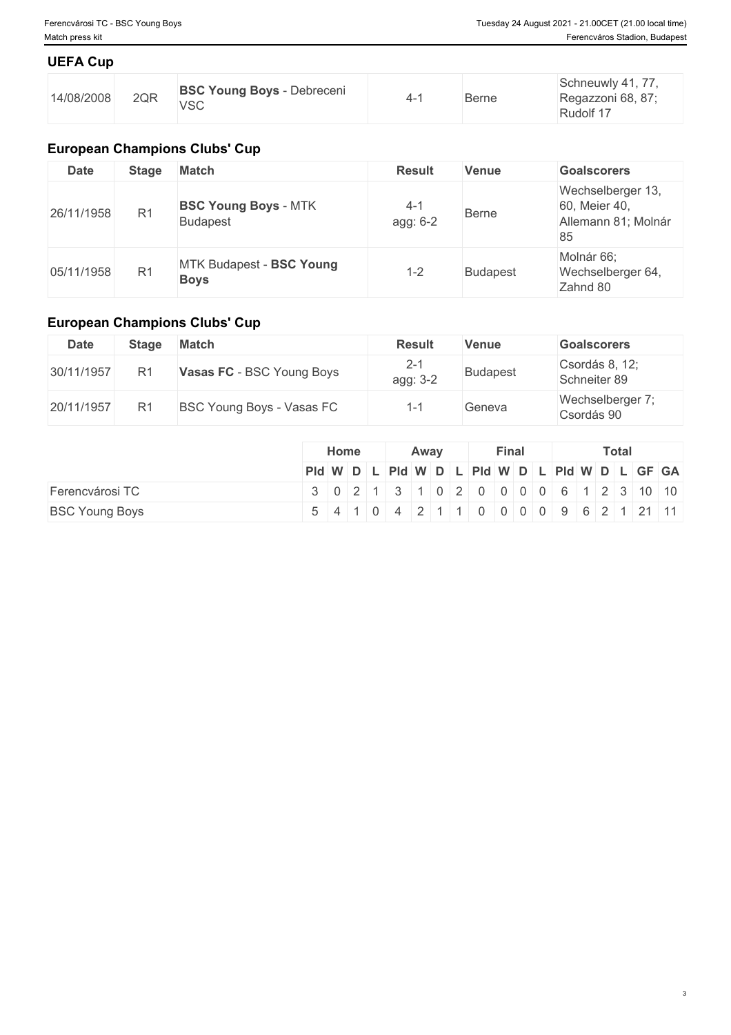## UEFA Cup

| | | | | | |
|---|---|---|---|---|---|
| 14/08/2008 | 2QR | **BSC Young Boys** - Debreceni VSC | 4-1 | Berne | Schneuwly 41, 77, Regazzoni 68, 87; Rudolf 17 |

## European Champions Clubs' Cup

| Date | Stage | Match | Result | Venue | Goalscorers |
|---|---|---|---|---|---|
| 26/11/1958 | R1 | **BSC Young Boys** - MTK Budapest | 4-1 agg: 6-2 | Berne | Wechselberger 13, 60, Meier 40, Allemann 81; Molnár 85 |
| 05/11/1958 | R1 | MTK Budapest - **BSC Young Boys** | 1-2 | Budapest | Molnár 66; Wechselberger 64, Zahnd 80 |

## European Champions Clubs' Cup

| Date | Stage | Match | Result | Venue | Goalscorers |
|---|---|---|---|---|---|
| 30/11/1957 | R1 | **Vasas FC** - BSC Young Boys | 2-1 agg: 3-2 | Budapest | Csordás 8, 12; Schneiter 89 |
| 20/11/1957 | R1 | BSC Young Boys - Vasas FC | 1-1 | Geneva | Wechselberger 7; Csordás 90 |

| | Home | | | | Away | | | | Final | | | | Total | | | | | |
|---|---|---|---|---|---|---|---|---|---|---|---|---|---|---|---|---|---|---|
| | Pld | W | D | L | Pld | W | D | L | Pld | W | D | L | Pld | W | D | L | GF | GA |
| Ferencvárosi TC | 3 | 0 | 2 | 1 | 3 | 1 | 0 | 2 | 0 | 0 | 0 | 0 | 6 | 1 | 2 | 3 | 10 | 10 |
| BSC Young Boys | 5 | 4 | 1 | 0 | 4 | 2 | 1 | 1 | 0 | 0 | 0 | 0 | 9 | 6 | 2 | 1 | 21 | 11 |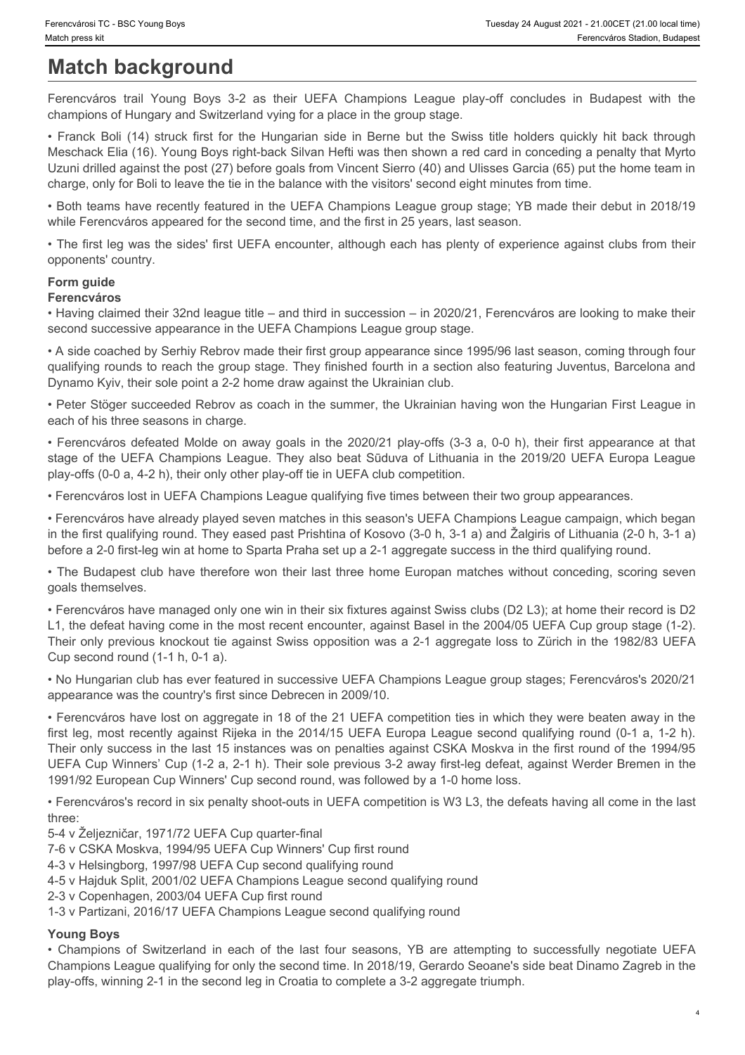# Match background

Ferencváros trail Young Boys 3-2 as their UEFA Champions League play-off concludes in Budapest with the champions of Hungary and Switzerland vying for a place in the group stage.

• Franck Boli (14) struck first for the Hungarian side in Berne but the Swiss title holders quickly hit back through Meschack Elia (16). Young Boys right-back Silvan Hefti was then shown a red card in conceding a penalty that Myrto Uzuni drilled against the post (27) before goals from Vincent Sierro (40) and Ulisses Garcia (65) put the home team in charge, only for Boli to leave the tie in the balance with the visitors' second eight minutes from time.

• Both teams have recently featured in the UEFA Champions League group stage; YB made their debut in 2018/19 while Ferencváros appeared for the second time, and the first in 25 years, last season.

• The first leg was the sides' first UEFA encounter, although each has plenty of experience against clubs from their opponents' country.

### Form guide

#### Ferencváros

• Having claimed their 32nd league title – and third in succession – in 2020/21, Ferencváros are looking to make their second successive appearance in the UEFA Champions League group stage.

• A side coached by Serhiy Rebrov made their first group appearance since 1995/96 last season, coming through four qualifying rounds to reach the group stage. They finished fourth in a section also featuring Juventus, Barcelona and Dynamo Kyiv, their sole point a 2-2 home draw against the Ukrainian club.

• Peter Stöger succeeded Rebrov as coach in the summer, the Ukrainian having won the Hungarian First League in each of his three seasons in charge.

• Ferencváros defeated Molde on away goals in the 2020/21 play-offs (3-3 a, 0-0 h), their first appearance at that stage of the UEFA Champions League. They also beat Sūduva of Lithuania in the 2019/20 UEFA Europa League play-offs (0-0 a, 4-2 h), their only other play-off tie in UEFA club competition.

• Ferencváros lost in UEFA Champions League qualifying five times between their two group appearances.

• Ferencváros have already played seven matches in this season's UEFA Champions League campaign, which began in the first qualifying round. They eased past Prishtina of Kosovo (3-0 h, 3-1 a) and Žalgiris of Lithuania (2-0 h, 3-1 a) before a 2-0 first-leg win at home to Sparta Praha set up a 2-1 aggregate success in the third qualifying round.

• The Budapest club have therefore won their last three home Europan matches without conceding, scoring seven goals themselves.

• Ferencváros have managed only one win in their six fixtures against Swiss clubs (D2 L3); at home their record is D2 L1, the defeat having come in the most recent encounter, against Basel in the 2004/05 UEFA Cup group stage (1-2). Their only previous knockout tie against Swiss opposition was a 2-1 aggregate loss to Zürich in the 1982/83 UEFA Cup second round (1-1 h, 0-1 a).

• No Hungarian club has ever featured in successive UEFA Champions League group stages; Ferencváros's 2020/21 appearance was the country's first since Debrecen in 2009/10.

• Ferencváros have lost on aggregate in 18 of the 21 UEFA competition ties in which they were beaten away in the first leg, most recently against Rijeka in the 2014/15 UEFA Europa League second qualifying round (0-1 a, 1-2 h). Their only success in the last 15 instances was on penalties against CSKA Moskva in the first round of the 1994/95 UEFA Cup Winners' Cup (1-2 a, 2-1 h). Their sole previous 3-2 away first-leg defeat, against Werder Bremen in the 1991/92 European Cup Winners' Cup second round, was followed by a 1-0 home loss.

• Ferencváros's record in six penalty shoot-outs in UEFA competition is W3 L3, the defeats having all come in the last three:
5-4 v Željezničar, 1971/72 UEFA Cup quarter-final
7-6 v CSKA Moskva, 1994/95 UEFA Cup Winners' Cup first round
4-3 v Helsingborg, 1997/98 UEFA Cup second qualifying round
4-5 v Hajduk Split, 2001/02 UEFA Champions League second qualifying round
2-3 v Copenhagen, 2003/04 UEFA Cup first round
1-3 v Partizani, 2016/17 UEFA Champions League second qualifying round

#### Young Boys

• Champions of Switzerland in each of the last four seasons, YB are attempting to successfully negotiate UEFA Champions League qualifying for only the second time. In 2018/19, Gerardo Seoane's side beat Dinamo Zagreb in the play-offs, winning 2-1 in the second leg in Croatia to complete a 3-2 aggregate triumph.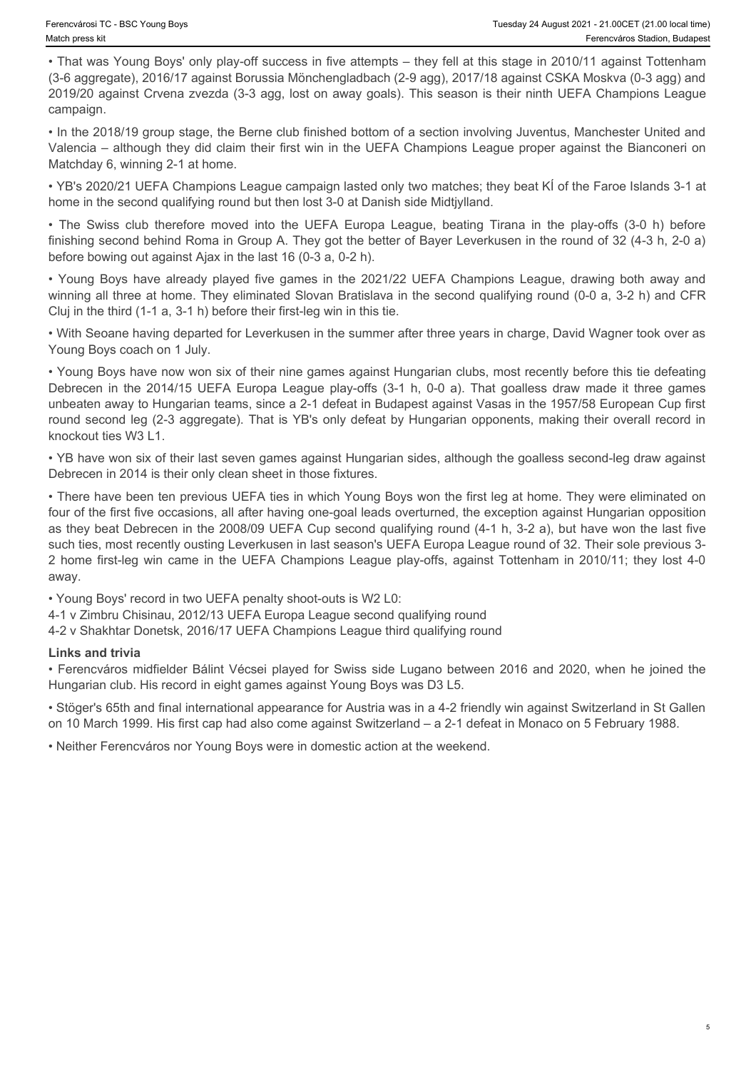• That was Young Boys' only play-off success in five attempts – they fell at this stage in 2010/11 against Tottenham (3-6 aggregate), 2016/17 against Borussia Mönchengladbach (2-9 agg), 2017/18 against CSKA Moskva (0-3 agg) and 2019/20 against Crvena zvezda (3-3 agg, lost on away goals). This season is their ninth UEFA Champions League campaign.

• In the 2018/19 group stage, the Berne club finished bottom of a section involving Juventus, Manchester United and Valencia – although they did claim their first win in the UEFA Champions League proper against the Bianconeri on Matchday 6, winning 2-1 at home.

• YB's 2020/21 UEFA Champions League campaign lasted only two matches; they beat KÍ of the Faroe Islands 3-1 at home in the second qualifying round but then lost 3-0 at Danish side Midtjylland.

• The Swiss club therefore moved into the UEFA Europa League, beating Tirana in the play-offs (3-0 h) before finishing second behind Roma in Group A. They got the better of Bayer Leverkusen in the round of 32 (4-3 h, 2-0 a) before bowing out against Ajax in the last 16 (0-3 a, 0-2 h).

• Young Boys have already played five games in the 2021/22 UEFA Champions League, drawing both away and winning all three at home. They eliminated Slovan Bratislava in the second qualifying round (0-0 a, 3-2 h) and CFR Cluj in the third (1-1 a, 3-1 h) before their first-leg win in this tie.

• With Seoane having departed for Leverkusen in the summer after three years in charge, David Wagner took over as Young Boys coach on 1 July.

• Young Boys have now won six of their nine games against Hungarian clubs, most recently before this tie defeating Debrecen in the 2014/15 UEFA Europa League play-offs (3-1 h, 0-0 a). That goalless draw made it three games unbeaten away to Hungarian teams, since a 2-1 defeat in Budapest against Vasas in the 1957/58 European Cup first round second leg (2-3 aggregate). That is YB's only defeat by Hungarian opponents, making their overall record in knockout ties W3 L1.

• YB have won six of their last seven games against Hungarian sides, although the goalless second-leg draw against Debrecen in 2014 is their only clean sheet in those fixtures.

• There have been ten previous UEFA ties in which Young Boys won the first leg at home. They were eliminated on four of the first five occasions, all after having one-goal leads overturned, the exception against Hungarian opposition as they beat Debrecen in the 2008/09 UEFA Cup second qualifying round (4-1 h, 3-2 a), but have won the last five such ties, most recently ousting Leverkusen in last season's UEFA Europa League round of 32. Their sole previous 3-2 home first-leg win came in the UEFA Champions League play-offs, against Tottenham in 2010/11; they lost 4-0 away.

• Young Boys' record in two UEFA penalty shoot-outs is W2 L0:
4-1 v Zimbru Chisinau, 2012/13 UEFA Europa League second qualifying round
4-2 v Shakhtar Donetsk, 2016/17 UEFA Champions League third qualifying round

**Links and trivia**

• Ferencváros midfielder Bálint Vécsei played for Swiss side Lugano between 2016 and 2020, when he joined the Hungarian club. His record in eight games against Young Boys was D3 L5.

• Stöger's 65th and final international appearance for Austria was in a 4-2 friendly win against Switzerland in St Gallen on 10 March 1999. His first cap had also come against Switzerland – a 2-1 defeat in Monaco on 5 February 1988.

• Neither Ferencváros nor Young Boys were in domestic action at the weekend.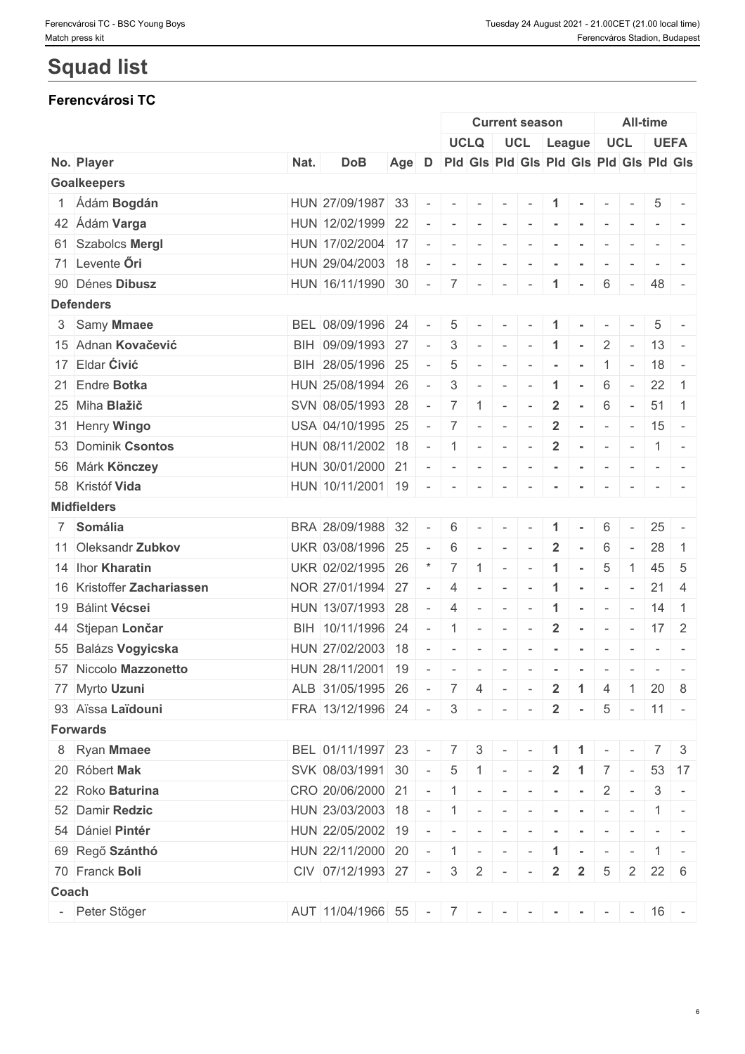# Squad list

## Ferencvárosi TC

| | | | | | | Current season | | | | | | All-time | | | |
|---|---|---|---|---|---|---|---|---|---|---|---|---|---|---|---|
| | | | | | | UCLQ | | UCL | | League | | UCL | | UEFA | |
| No. | Player | Nat. | DoB | Age | D | Pld | Gls | Pld | Gls | Pld | Gls | Pld | Gls | Pld | Gls |
| **Goalkeepers** | | | | | | | | | | | | | | | |
| 1 | Ádám **Bogdán** | HUN | 27/09/1987 | 33 | - | - | - | - | - | 1 | - | - | - | 5 | - |
| 42 | Ádám **Varga** | HUN | 12/02/1999 | 22 | - | - | - | - | - | - | - | - | - | - | - |
| 61 | Szabolcs **Mergl** | HUN | 17/02/2004 | 17 | - | - | - | - | - | - | - | - | - | - | - |
| 71 | Levente **Őri** | HUN | 29/04/2003 | 18 | - | - | - | - | - | - | - | - | - | - | - |
| 90 | Dénes **Dibusz** | HUN | 16/11/1990 | 30 | - | 7 | - | - | - | 1 | - | 6 | - | 48 | - |
| **Defenders** | | | | | | | | | | | | | | | |
| 3 | Samy **Mmaee** | BEL | 08/09/1996 | 24 | - | 5 | - | - | - | 1 | - | - | - | 5 | - |
| 15 | Adnan **Kovačević** | BIH | 09/09/1993 | 27 | - | 3 | - | - | - | 1 | - | 2 | - | 13 | - |
| 17 | Eldar **Ćivić** | BIH | 28/05/1996 | 25 | - | 5 | - | - | - | - | - | 1 | - | 18 | - |
| 21 | Endre **Botka** | HUN | 25/08/1994 | 26 | - | 3 | - | - | - | 1 | - | 6 | - | 22 | 1 |
| 25 | Miha **Blažič** | SVN | 08/05/1993 | 28 | - | 7 | 1 | - | - | 2 | - | 6 | - | 51 | 1 |
| 31 | Henry **Wingo** | USA | 04/10/1995 | 25 | - | 7 | - | - | - | 2 | - | - | - | 15 | - |
| 53 | Dominik **Csontos** | HUN | 08/11/2002 | 18 | - | 1 | - | - | - | 2 | - | - | - | 1 | - |
| 56 | Márk **Könczey** | HUN | 30/01/2000 | 21 | - | - | - | - | - | - | - | - | - | - | - |
| 58 | Kristóf **Vida** | HUN | 10/11/2001 | 19 | - | - | - | - | - | - | - | - | - | - | - |
| **Midfielders** | | | | | | | | | | | | | | | |
| 7 | **Somália** | BRA | 28/09/1988 | 32 | - | 6 | - | - | - | 1 | - | 6 | - | 25 | - |
| 11 | Oleksandr **Zubkov** | UKR | 03/08/1996 | 25 | - | 6 | - | - | - | 2 | - | 6 | - | 28 | 1 |
| 14 | Ihor **Kharatin** | UKR | 02/02/1995 | 26 | * | 7 | 1 | - | - | 1 | - | 5 | 1 | 45 | 5 |
| 16 | Kristoffer **Zachariassen** | NOR | 27/01/1994 | 27 | - | 4 | - | - | - | 1 | - | - | - | 21 | 4 |
| 19 | Bálint **Vécsei** | HUN | 13/07/1993 | 28 | - | 4 | - | - | - | 1 | - | - | - | 14 | 1 |
| 44 | Stjepan **Lončar** | BIH | 10/11/1996 | 24 | - | 1 | - | - | - | 2 | - | - | - | 17 | 2 |
| 55 | Balázs **Vogyicska** | HUN | 27/02/2003 | 18 | - | - | - | - | - | - | - | - | - | - | - |
| 57 | Niccolo **Mazzonetto** | HUN | 28/11/2001 | 19 | - | - | - | - | - | - | - | - | - | - | - |
| 77 | Myrto **Uzuni** | ALB | 31/05/1995 | 26 | - | 7 | 4 | - | - | 2 | 1 | 4 | 1 | 20 | 8 |
| 93 | Aïssa **Laïdouni** | FRA | 13/12/1996 | 24 | - | 3 | - | - | - | 2 | - | 5 | - | 11 | - |
| **Forwards** | | | | | | | | | | | | | | | |
| 8 | Ryan **Mmaee** | BEL | 01/11/1997 | 23 | - | 7 | 3 | - | - | 1 | 1 | - | - | 7 | 3 |
| 20 | Róbert **Mak** | SVK | 08/03/1991 | 30 | - | 5 | 1 | - | - | 2 | 1 | 7 | - | 53 | 17 |
| 22 | Roko **Baturina** | CRO | 20/06/2000 | 21 | - | 1 | - | - | - | - | - | 2 | - | 3 | - |
| 52 | Damir **Redzic** | HUN | 23/03/2003 | 18 | - | 1 | - | - | - | - | - | - | - | 1 | - |
| 54 | Dániel **Pintér** | HUN | 22/05/2002 | 19 | - | - | - | - | - | - | - | - | - | - | - |
| 69 | Regő **Szánthó** | HUN | 22/11/2000 | 20 | - | 1 | - | - | - | 1 | - | - | - | 1 | - |
| 70 | Franck **Boli** | CIV | 07/12/1993 | 27 | - | 3 | 2 | - | - | 2 | 2 | 5 | 2 | 22 | 6 |
| **Coach** | | | | | | | | | | | | | | | |
| - | Peter Stöger | AUT | 11/04/1966 | 55 | - | 7 | - | - | - | - | - | - | - | 16 | - |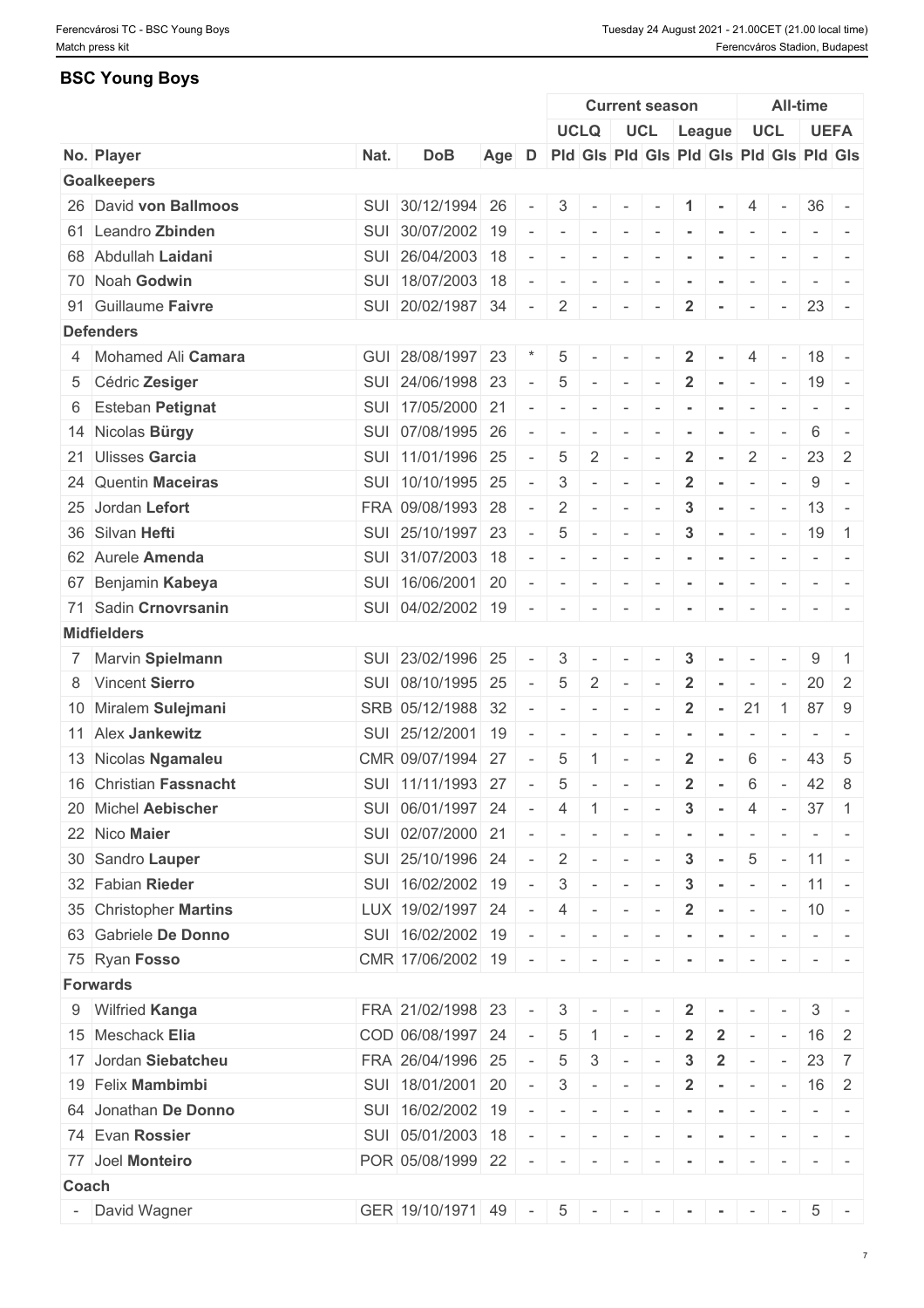## BSC Young Boys

| | | | | | Current season | | | | | | All-time | | | |
|---|---|---|---|---|---|---|---|---|---|---|---|---|---|---|
| | | | | | UCLQ | | UCL | | League | | UCL | | UEFA | |
| No. Player | Nat. | DoB | Age | D | Pld | Gls | Pld | Gls | Pld | Gls | Pld | Gls | Pld | Gls |
| **Goalkeepers** | | | | | | | | | | | | | | |
| 26 David **von Ballmoos** | SUI | 30/12/1994 | 26 | - | 3 | - | - | - | 1 | - | 4 | - | 36 | - |
| 61 Leandro **Zbinden** | SUI | 30/07/2002 | 19 | - | - | - | - | - | - | - | - | - | - | - |
| 68 Abdullah **Laidani** | SUI | 26/04/2003 | 18 | - | - | - | - | - | - | - | - | - | - | - |
| 70 Noah **Godwin** | SUI | 18/07/2003 | 18 | - | - | - | - | - | - | - | - | - | - | - |
| 91 Guillaume **Faivre** | SUI | 20/02/1987 | 34 | - | 2 | - | - | - | 2 | - | - | - | 23 | - |
| **Defenders** | | | | | | | | | | | | | | |
| 4 Mohamed Ali **Camara** | GUI | 28/08/1997 | 23 | * | 5 | - | - | - | 2 | - | 4 | - | 18 | - |
| 5 Cédric **Zesiger** | SUI | 24/06/1998 | 23 | - | 5 | - | - | - | 2 | - | - | - | 19 | - |
| 6 Esteban **Petignat** | SUI | 17/05/2000 | 21 | - | - | - | - | - | - | - | - | - | - | - |
| 14 Nicolas **Bürgy** | SUI | 07/08/1995 | 26 | - | - | - | - | - | - | - | - | - | 6 | - |
| 21 Ulisses **Garcia** | SUI | 11/01/1996 | 25 | - | 5 | 2 | - | - | 2 | - | 2 | - | 23 | 2 |
| 24 Quentin **Maceiras** | SUI | 10/10/1995 | 25 | - | 3 | - | - | - | 2 | - | - | - | 9 | - |
| 25 Jordan **Lefort** | FRA | 09/08/1993 | 28 | - | 2 | - | - | - | 3 | - | - | - | 13 | - |
| 36 Silvan **Hefti** | SUI | 25/10/1997 | 23 | - | 5 | - | - | - | 3 | - | - | - | 19 | 1 |
| 62 Aurele **Amenda** | SUI | 31/07/2003 | 18 | - | - | - | - | - | - | - | - | - | - | - |
| 67 Benjamin **Kabeya** | SUI | 16/06/2001 | 20 | - | - | - | - | - | - | - | - | - | - | - |
| 71 Sadin **Crnovrsanin** | SUI | 04/02/2002 | 19 | - | - | - | - | - | - | - | - | - | - | - |
| **Midfielders** | | | | | | | | | | | | | | |
| 7 Marvin **Spielmann** | SUI | 23/02/1996 | 25 | - | 3 | - | - | - | 3 | - | - | - | 9 | 1 |
| 8 Vincent **Sierro** | SUI | 08/10/1995 | 25 | - | 5 | 2 | - | - | 2 | - | - | - | 20 | 2 |
| 10 Miralem **Sulejmani** | SRB | 05/12/1988 | 32 | - | - | - | - | - | 2 | - | 21 | 1 | 87 | 9 |
| 11 Alex **Jankewitz** | SUI | 25/12/2001 | 19 | - | - | - | - | - | - | - | - | - | - | - |
| 13 Nicolas **Ngamaleu** | CMR | 09/07/1994 | 27 | - | 5 | 1 | - | - | 2 | - | 6 | - | 43 | 5 |
| 16 Christian **Fassnacht** | SUI | 11/11/1993 | 27 | - | 5 | - | - | - | 2 | - | 6 | - | 42 | 8 |
| 20 Michel **Aebischer** | SUI | 06/01/1997 | 24 | - | 4 | 1 | - | - | 3 | - | 4 | - | 37 | 1 |
| 22 Nico **Maier** | SUI | 02/07/2000 | 21 | - | - | - | - | - | - | - | - | - | - | - |
| 30 Sandro **Lauper** | SUI | 25/10/1996 | 24 | - | 2 | - | - | - | 3 | - | 5 | - | 11 | - |
| 32 Fabian **Rieder** | SUI | 16/02/2002 | 19 | - | 3 | - | - | - | 3 | - | - | - | 11 | - |
| 35 Christopher **Martins** | LUX | 19/02/1997 | 24 | - | 4 | - | - | - | 2 | - | - | - | 10 | - |
| 63 Gabriele **De Donno** | SUI | 16/02/2002 | 19 | - | - | - | - | - | - | - | - | - | - | - |
| 75 Ryan **Fosso** | CMR | 17/06/2002 | 19 | - | - | - | - | - | - | - | - | - | - | - |
| **Forwards** | | | | | | | | | | | | | | |
| 9 Wilfried **Kanga** | FRA | 21/02/1998 | 23 | - | 3 | - | - | - | 2 | - | - | - | 3 | - |
| 15 Meschack **Elia** | COD | 06/08/1997 | 24 | - | 5 | 1 | - | - | 2 | 2 | - | - | 16 | 2 |
| 17 Jordan **Siebatcheu** | FRA | 26/04/1996 | 25 | - | 5 | 3 | - | - | 3 | 2 | - | - | 23 | 7 |
| 19 Felix **Mambimbi** | SUI | 18/01/2001 | 20 | - | 3 | - | - | - | 2 | - | - | - | 16 | 2 |
| 64 Jonathan **De Donno** | SUI | 16/02/2002 | 19 | - | - | - | - | - | - | - | - | - | - | - |
| 74 Evan **Rossier** | SUI | 05/01/2003 | 18 | - | - | - | - | - | - | - | - | - | - | - |
| 77 Joel **Monteiro** | POR | 05/08/1999 | 22 | - | - | - | - | - | - | - | - | - | - | - |
| **Coach** | | | | | | | | | | | | | | |
| - David Wagner | GER | 19/10/1971 | 49 | - | 5 | - | - | - | - | - | - | - | 5 | - |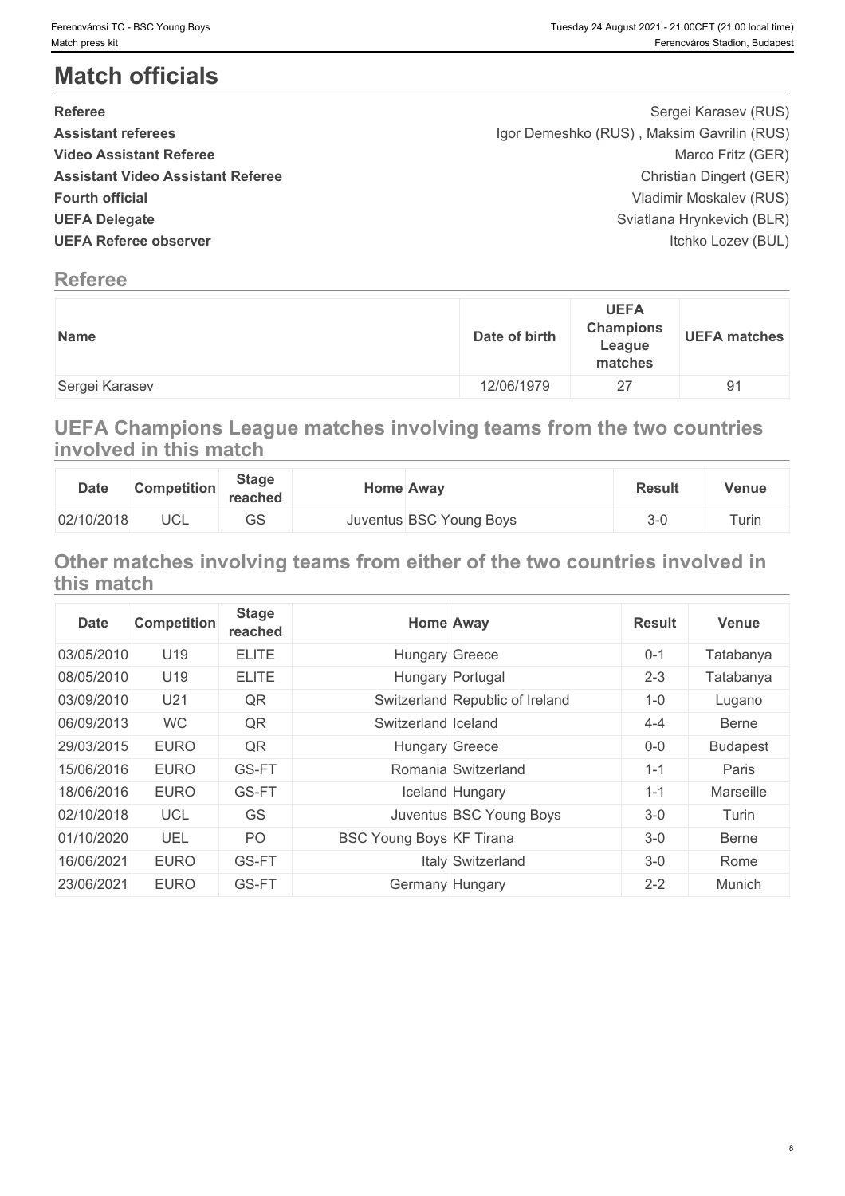# Match officials

| | |
|---|---|
| **Referee** | Sergei Karasev (RUS) |
| **Assistant referees** | Igor Demeshko (RUS) , Maksim Gavrilin (RUS) |
| **Video Assistant Referee** | Marco Fritz (GER) |
| **Assistant Video Assistant Referee** | Christian Dingert (GER) |
| **Fourth official** | Vladimir Moskalev (RUS) |
| **UEFA Delegate** | Sviatlana Hrynkevich (BLR) |
| **UEFA Referee observer** | Itchko Lozev (BUL) |

## Referee

| Name | Date of birth | UEFA Champions League matches | UEFA matches |
|---|---|---|---|
| Sergei Karasev | 12/06/1979 | 27 | 91 |

## UEFA Champions League matches involving teams from the two countries involved in this match

| Date | Competition | Stage reached | Home | Away | Result | Venue |
|---|---|---|---|---|---|---|
| 02/10/2018 | UCL | GS | Juventus | BSC Young Boys | 3-0 | Turin |

## Other matches involving teams from either of the two countries involved in this match

| Date | Competition | Stage reached | Home | Away | Result | Venue |
|---|---|---|---|---|---|---|
| 03/05/2010 | U19 | ELITE | Hungary | Greece | 0-1 | Tatabanya |
| 08/05/2010 | U19 | ELITE | Hungary | Portugal | 2-3 | Tatabanya |
| 03/09/2010 | U21 | QR | Switzerland | Republic of Ireland | 1-0 | Lugano |
| 06/09/2013 | WC | QR | Switzerland | Iceland | 4-4 | Berne |
| 29/03/2015 | EURO | QR | Hungary | Greece | 0-0 | Budapest |
| 15/06/2016 | EURO | GS-FT | Romania | Switzerland | 1-1 | Paris |
| 18/06/2016 | EURO | GS-FT | Iceland | Hungary | 1-1 | Marseille |
| 02/10/2018 | UCL | GS | Juventus | BSC Young Boys | 3-0 | Turin |
| 01/10/2020 | UEL | PO | BSC Young Boys | KF Tirana | 3-0 | Berne |
| 16/06/2021 | EURO | GS-FT | Italy | Switzerland | 3-0 | Rome |
| 23/06/2021 | EURO | GS-FT | Germany | Hungary | 2-2 | Munich |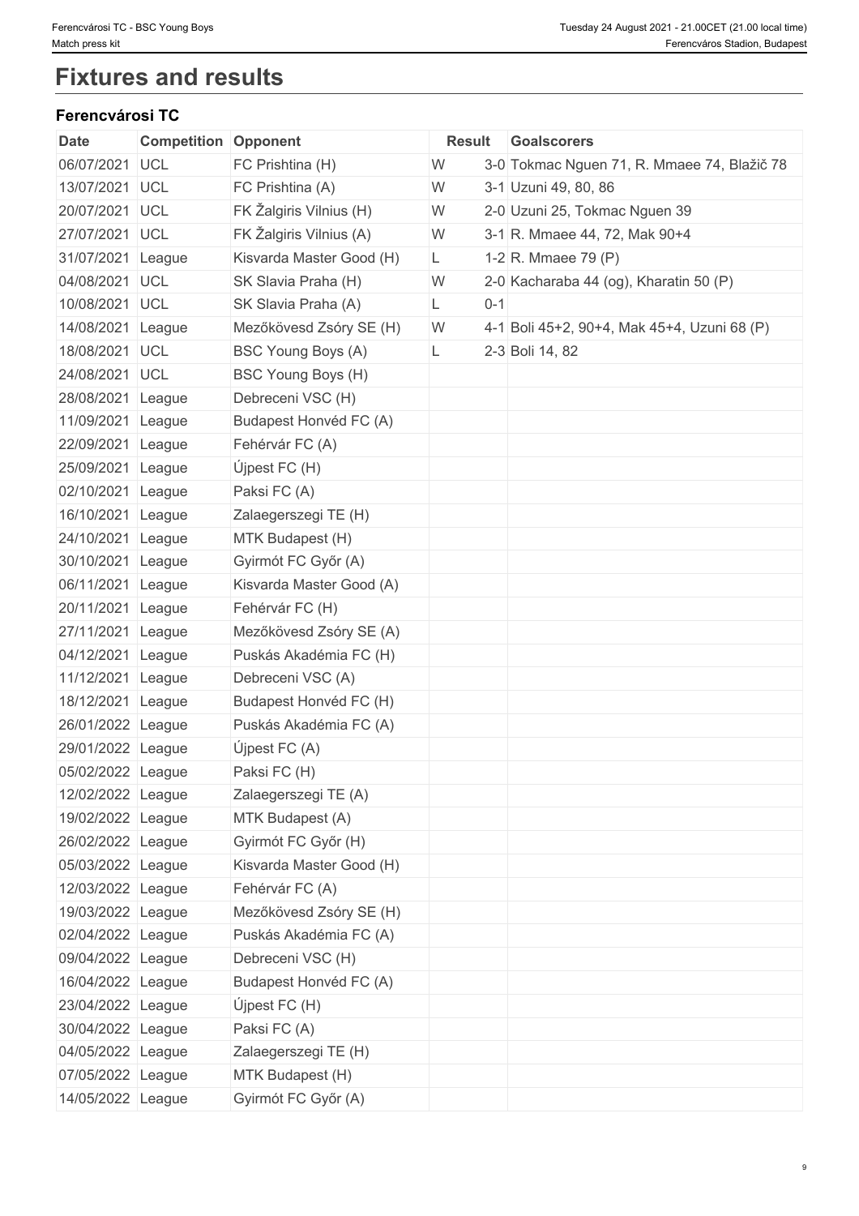# Fixtures and results

### Ferencvárosi TC

| Date | Competition | Opponent | Result | | Goalscorers |
|---|---|---|---|---|---|
| 06/07/2021 | UCL | FC Prishtina (H) | W | 3-0 | Tokmac Nguen 71, R. Mmaee 74, Blažič 78 |
| 13/07/2021 | UCL | FC Prishtina (A) | W | 3-1 | Uzuni 49, 80, 86 |
| 20/07/2021 | UCL | FK Žalgiris Vilnius (H) | W | 2-0 | Uzuni 25, Tokmac Nguen 39 |
| 27/07/2021 | UCL | FK Žalgiris Vilnius (A) | W | 3-1 | R. Mmaee 44, 72, Mak 90+4 |
| 31/07/2021 | League | Kisvarda Master Good (H) | L | 1-2 | R. Mmaee 79 (P) |
| 04/08/2021 | UCL | SK Slavia Praha (H) | W | 2-0 | Kacharaba 44 (og), Kharatin 50 (P) |
| 10/08/2021 | UCL | SK Slavia Praha (A) | L | 0-1 | |
| 14/08/2021 | League | Mezőkövesd Zsóry SE (H) | W | 4-1 | Boli 45+2, 90+4, Mak 45+4, Uzuni 68 (P) |
| 18/08/2021 | UCL | BSC Young Boys (A) | L | 2-3 | Boli 14, 82 |
| 24/08/2021 | UCL | BSC Young Boys (H) | | | |
| 28/08/2021 | League | Debreceni VSC (H) | | | |
| 11/09/2021 | League | Budapest Honvéd FC (A) | | | |
| 22/09/2021 | League | Fehérvár FC (A) | | | |
| 25/09/2021 | League | Újpest FC (H) | | | |
| 02/10/2021 | League | Paksi FC (A) | | | |
| 16/10/2021 | League | Zalaegerszegi TE (H) | | | |
| 24/10/2021 | League | MTK Budapest (H) | | | |
| 30/10/2021 | League | Gyirmót FC Győr (A) | | | |
| 06/11/2021 | League | Kisvarda Master Good (A) | | | |
| 20/11/2021 | League | Fehérvár FC (H) | | | |
| 27/11/2021 | League | Mezőkövesd Zsóry SE (A) | | | |
| 04/12/2021 | League | Puskás Akadémia FC (H) | | | |
| 11/12/2021 | League | Debreceni VSC (A) | | | |
| 18/12/2021 | League | Budapest Honvéd FC (H) | | | |
| 26/01/2022 | League | Puskás Akadémia FC (A) | | | |
| 29/01/2022 | League | Újpest FC (A) | | | |
| 05/02/2022 | League | Paksi FC (H) | | | |
| 12/02/2022 | League | Zalaegerszegi TE (A) | | | |
| 19/02/2022 | League | MTK Budapest (A) | | | |
| 26/02/2022 | League | Gyirmót FC Győr (H) | | | |
| 05/03/2022 | League | Kisvarda Master Good (H) | | | |
| 12/03/2022 | League | Fehérvár FC (A) | | | |
| 19/03/2022 | League | Mezőkövesd Zsóry SE (H) | | | |
| 02/04/2022 | League | Puskás Akadémia FC (A) | | | |
| 09/04/2022 | League | Debreceni VSC (H) | | | |
| 16/04/2022 | League | Budapest Honvéd FC (A) | | | |
| 23/04/2022 | League | Újpest FC (H) | | | |
| 30/04/2022 | League | Paksi FC (A) | | | |
| 04/05/2022 | League | Zalaegerszegi TE (H) | | | |
| 07/05/2022 | League | MTK Budapest (H) | | | |
| 14/05/2022 | League | Gyirmót FC Győr (A) | | | |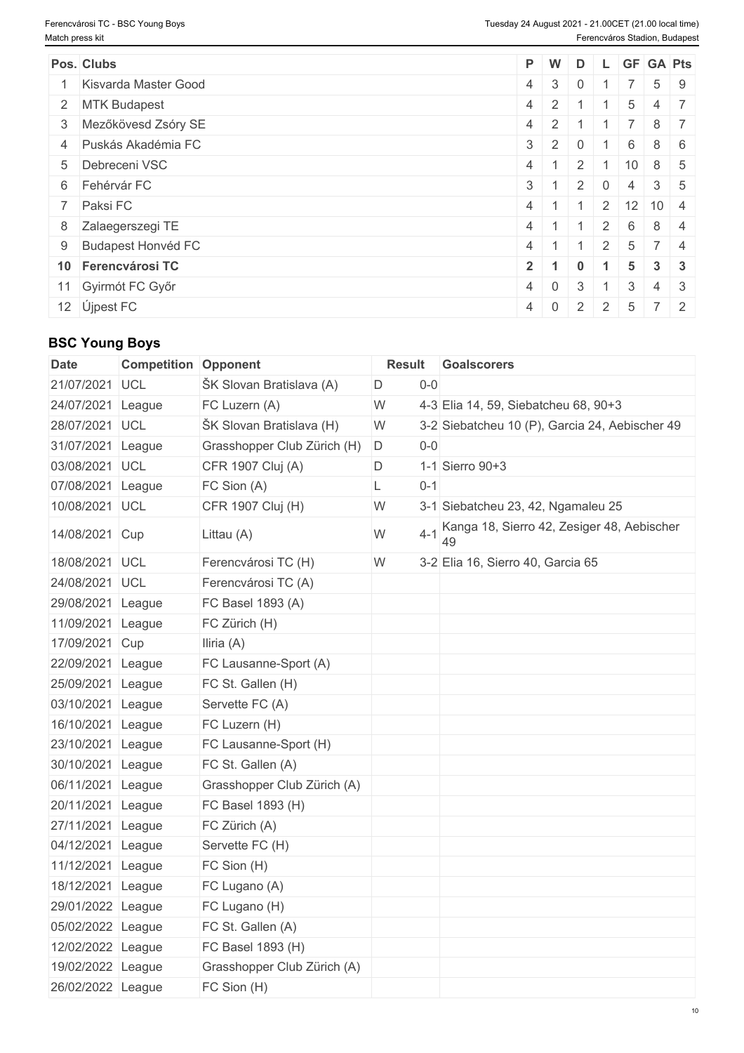| Pos. | Clubs | P | W | D | L | GF | GA | Pts |
|---|---|---|---|---|---|---|---|---|
| 1 | Kisvarda Master Good | 4 | 3 | 0 | 1 | 7 | 5 | 9 |
| 2 | MTK Budapest | 4 | 2 | 1 | 1 | 5 | 4 | 7 |
| 3 | Mezőkövesd Zsóry SE | 4 | 2 | 1 | 1 | 7 | 8 | 7 |
| 4 | Puskás Akadémia FC | 3 | 2 | 0 | 1 | 6 | 8 | 6 |
| 5 | Debreceni VSC | 4 | 1 | 2 | 1 | 10 | 8 | 5 |
| 6 | Fehérvár FC | 3 | 1 | 2 | 0 | 4 | 3 | 5 |
| 7 | Paksi FC | 4 | 1 | 1 | 2 | 12 | 10 | 4 |
| 8 | Zalaegerszegi TE | 4 | 1 | 1 | 2 | 6 | 8 | 4 |
| 9 | Budapest Honvéd FC | 4 | 1 | 1 | 2 | 5 | 7 | 4 |
| **10** | **Ferencvárosi TC** | **2** | **1** | **0** | **1** | **5** | **3** | **3** |
| 11 | Gyirmót FC Győr | 4 | 0 | 3 | 1 | 3 | 4 | 3 |
| 12 | Újpest FC | 4 | 0 | 2 | 2 | 5 | 7 | 2 |

## BSC Young Boys

| Date | Competition | Opponent | Result | | Goalscorers |
|---|---|---|---|---|---|
| 21/07/2021 | UCL | ŠK Slovan Bratislava (A) | D | 0-0 | |
| 24/07/2021 | League | FC Luzern (A) | W | 4-3 | Elia 14, 59, Siebatcheu 68, 90+3 |
| 28/07/2021 | UCL | ŠK Slovan Bratislava (H) | W | 3-2 | Siebatcheu 10 (P), Garcia 24, Aebischer 49 |
| 31/07/2021 | League | Grasshopper Club Zürich (H) | D | 0-0 | |
| 03/08/2021 | UCL | CFR 1907 Cluj (A) | D | 1-1 | Sierro 90+3 |
| 07/08/2021 | League | FC Sion (A) | L | 0-1 | |
| 10/08/2021 | UCL | CFR 1907 Cluj (H) | W | 3-1 | Siebatcheu 23, 42, Ngamaleu 25 |
| 14/08/2021 | Cup | Littau (A) | W | 4-1 | Kanga 18, Sierro 42, Zesiger 48, Aebischer 49 |
| 18/08/2021 | UCL | Ferencvárosi TC (H) | W | 3-2 | Elia 16, Sierro 40, Garcia 65 |
| 24/08/2021 | UCL | Ferencvárosi TC (A) | | | |
| 29/08/2021 | League | FC Basel 1893 (A) | | | |
| 11/09/2021 | League | FC Zürich (H) | | | |
| 17/09/2021 | Cup | Iliria (A) | | | |
| 22/09/2021 | League | FC Lausanne-Sport (A) | | | |
| 25/09/2021 | League | FC St. Gallen (H) | | | |
| 03/10/2021 | League | Servette FC (A) | | | |
| 16/10/2021 | League | FC Luzern (H) | | | |
| 23/10/2021 | League | FC Lausanne-Sport (H) | | | |
| 30/10/2021 | League | FC St. Gallen (A) | | | |
| 06/11/2021 | League | Grasshopper Club Zürich (A) | | | |
| 20/11/2021 | League | FC Basel 1893 (H) | | | |
| 27/11/2021 | League | FC Zürich (A) | | | |
| 04/12/2021 | League | Servette FC (H) | | | |
| 11/12/2021 | League | FC Sion (H) | | | |
| 18/12/2021 | League | FC Lugano (A) | | | |
| 29/01/2022 | League | FC Lugano (H) | | | |
| 05/02/2022 | League | FC St. Gallen (A) | | | |
| 12/02/2022 | League | FC Basel 1893 (H) | | | |
| 19/02/2022 | League | Grasshopper Club Zürich (A) | | | |
| 26/02/2022 | League | FC Sion (H) | | | |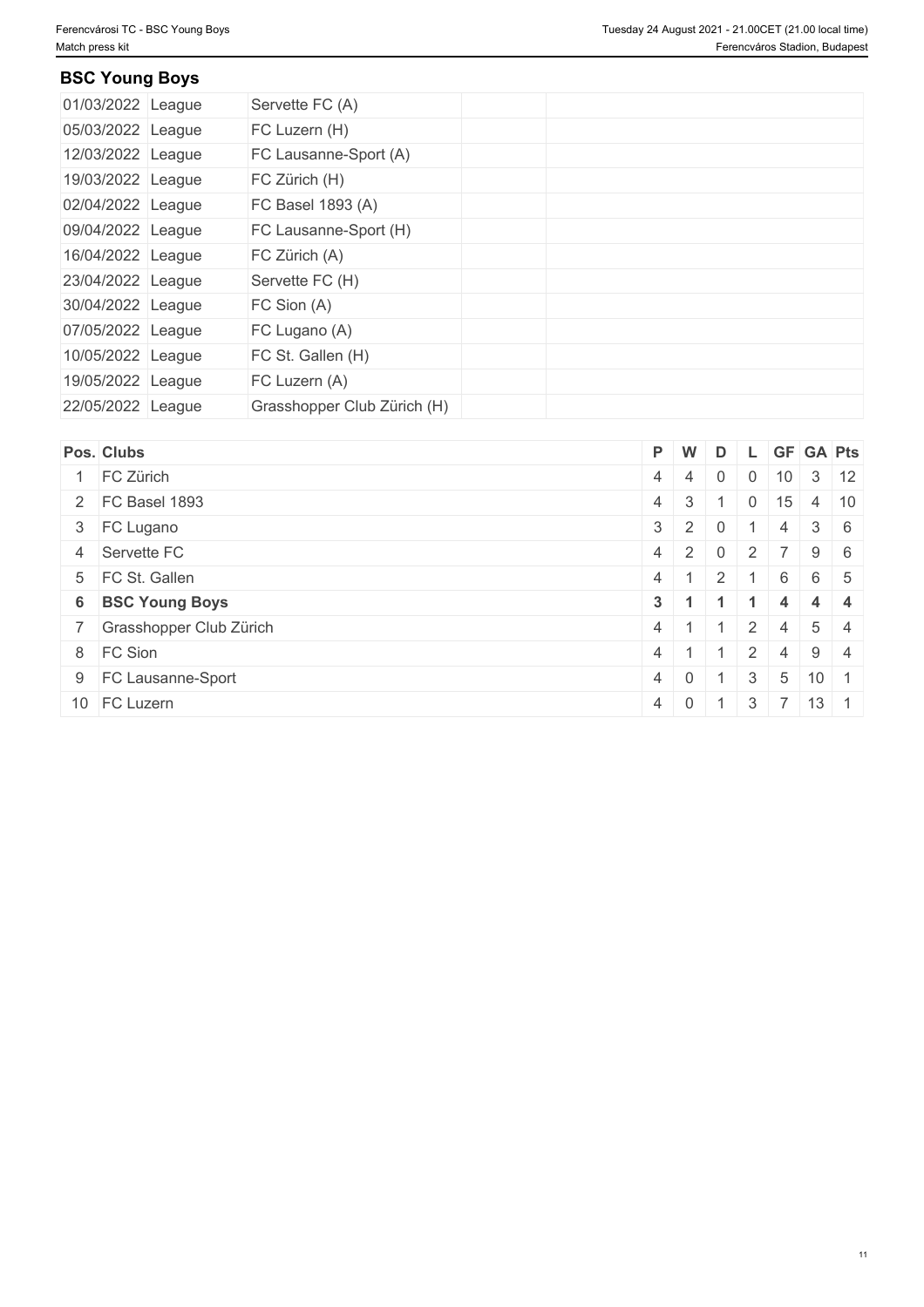## BSC Young Boys

| | | | | |
|---|---|---|---|---|
| 01/03/2022 | League | Servette FC (A) | | |
| 05/03/2022 | League | FC Luzern (H) | | |
| 12/03/2022 | League | FC Lausanne-Sport (A) | | |
| 19/03/2022 | League | FC Zürich (H) | | |
| 02/04/2022 | League | FC Basel 1893 (A) | | |
| 09/04/2022 | League | FC Lausanne-Sport (H) | | |
| 16/04/2022 | League | FC Zürich (A) | | |
| 23/04/2022 | League | Servette FC (H) | | |
| 30/04/2022 | League | FC Sion (A) | | |
| 07/05/2022 | League | FC Lugano (A) | | |
| 10/05/2022 | League | FC St. Gallen (H) | | |
| 19/05/2022 | League | FC Luzern (A) | | |
| 22/05/2022 | League | Grasshopper Club Zürich (H) | | |

| Pos. | Clubs | P | W | D | L | GF | GA | Pts |
|---|---|---|---|---|---|---|---|---|
| 1 | FC Zürich | 4 | 4 | 0 | 0 | 10 | 3 | 12 |
| 2 | FC Basel 1893 | 4 | 3 | 1 | 0 | 15 | 4 | 10 |
| 3 | FC Lugano | 3 | 2 | 0 | 1 | 4 | 3 | 6 |
| 4 | Servette FC | 4 | 2 | 0 | 2 | 7 | 9 | 6 |
| 5 | FC St. Gallen | 4 | 1 | 2 | 1 | 6 | 6 | 5 |
| **6** | **BSC Young Boys** | **3** | **1** | **1** | **1** | **4** | **4** | **4** |
| 7 | Grasshopper Club Zürich | 4 | 1 | 1 | 2 | 4 | 5 | 4 |
| 8 | FC Sion | 4 | 1 | 1 | 2 | 4 | 9 | 4 |
| 9 | FC Lausanne-Sport | 4 | 0 | 1 | 3 | 5 | 10 | 1 |
| 10 | FC Luzern | 4 | 0 | 1 | 3 | 7 | 13 | 1 |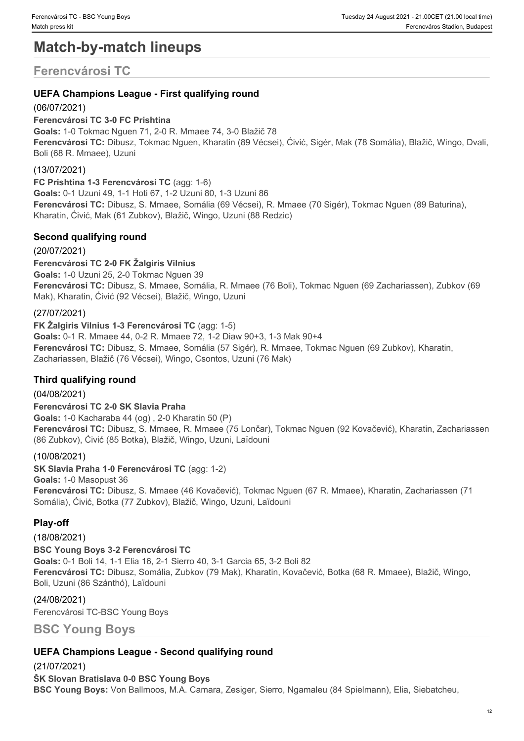# Match-by-match lineups

## Ferencvárosi TC

### UEFA Champions League - First qualifying round

(06/07/2021)

**Ferencvárosi TC 3-0 FC Prishtina**

**Goals:** 1-0 Tokmac Nguen 71, 2-0 R. Mmaee 74, 3-0 Blažič 78

**Ferencvárosi TC:** Dibusz, Tokmac Nguen, Kharatin (89 Vécsei), Ćivić, Sigér, Mak (78 Somália), Blažič, Wingo, Dvali, Boli (68 R. Mmaee), Uzuni

(13/07/2021)

**FC Prishtina 1-3 Ferencvárosi TC** (agg: 1-6)

**Goals:** 0-1 Uzuni 49, 1-1 Hoti 67, 1-2 Uzuni 80, 1-3 Uzuni 86

**Ferencvárosi TC:** Dibusz, S. Mmaee, Somália (69 Vécsei), R. Mmaee (70 Sigér), Tokmac Nguen (89 Baturina), Kharatin, Ćivić, Mak (61 Zubkov), Blažič, Wingo, Uzuni (88 Redzic)

### Second qualifying round

(20/07/2021)

**Ferencvárosi TC 2-0 FK Žalgiris Vilnius**

**Goals:** 1-0 Uzuni 25, 2-0 Tokmac Nguen 39

**Ferencvárosi TC:** Dibusz, S. Mmaee, Somália, R. Mmaee (76 Boli), Tokmac Nguen (69 Zachariassen), Zubkov (69 Mak), Kharatin, Ćivić (92 Vécsei), Blažič, Wingo, Uzuni

(27/07/2021)

**FK Žalgiris Vilnius 1-3 Ferencvárosi TC** (agg: 1-5)

**Goals:** 0-1 R. Mmaee 44, 0-2 R. Mmaee 72, 1-2 Diaw 90+3, 1-3 Mak 90+4

**Ferencvárosi TC:** Dibusz, S. Mmaee, Somália (57 Sigér), R. Mmaee, Tokmac Nguen (69 Zubkov), Kharatin, Zachariassen, Blažič (76 Vécsei), Wingo, Csontos, Uzuni (76 Mak)

### Third qualifying round

(04/08/2021)

**Ferencvárosi TC 2-0 SK Slavia Praha**

**Goals:** 1-0 Kacharaba 44 (og) , 2-0 Kharatin 50 (P)

**Ferencvárosi TC:** Dibusz, S. Mmaee, R. Mmaee (75 Lončar), Tokmac Nguen (92 Kovačević), Kharatin, Zachariassen (86 Zubkov), Ćivić (85 Botka), Blažič, Wingo, Uzuni, Laïdouni

(10/08/2021)

**SK Slavia Praha 1-0 Ferencvárosi TC** (agg: 1-2)

**Goals:** 1-0 Masopust 36

**Ferencvárosi TC:** Dibusz, S. Mmaee (46 Kovačević), Tokmac Nguen (67 R. Mmaee), Kharatin, Zachariassen (71 Somália), Ćivić, Botka (77 Zubkov), Blažič, Wingo, Uzuni, Laïdouni

### Play-off

(18/08/2021)

**BSC Young Boys 3-2 Ferencvárosi TC**

**Goals:** 0-1 Boli 14, 1-1 Elia 16, 2-1 Sierro 40, 3-1 Garcia 65, 3-2 Boli 82

**Ferencvárosi TC:** Dibusz, Somália, Zubkov (79 Mak), Kharatin, Kovačević, Botka (68 R. Mmaee), Blažič, Wingo, Boli, Uzuni (86 Szánthó), Laïdouni

(24/08/2021)

Ferencvárosi TC-BSC Young Boys

## BSC Young Boys

### UEFA Champions League - Second qualifying round

(21/07/2021)

**ŠK Slovan Bratislava 0-0 BSC Young Boys**

**BSC Young Boys:** Von Ballmoos, M.A. Camara, Zesiger, Sierro, Ngamaleu (84 Spielmann), Elia, Siebatcheu,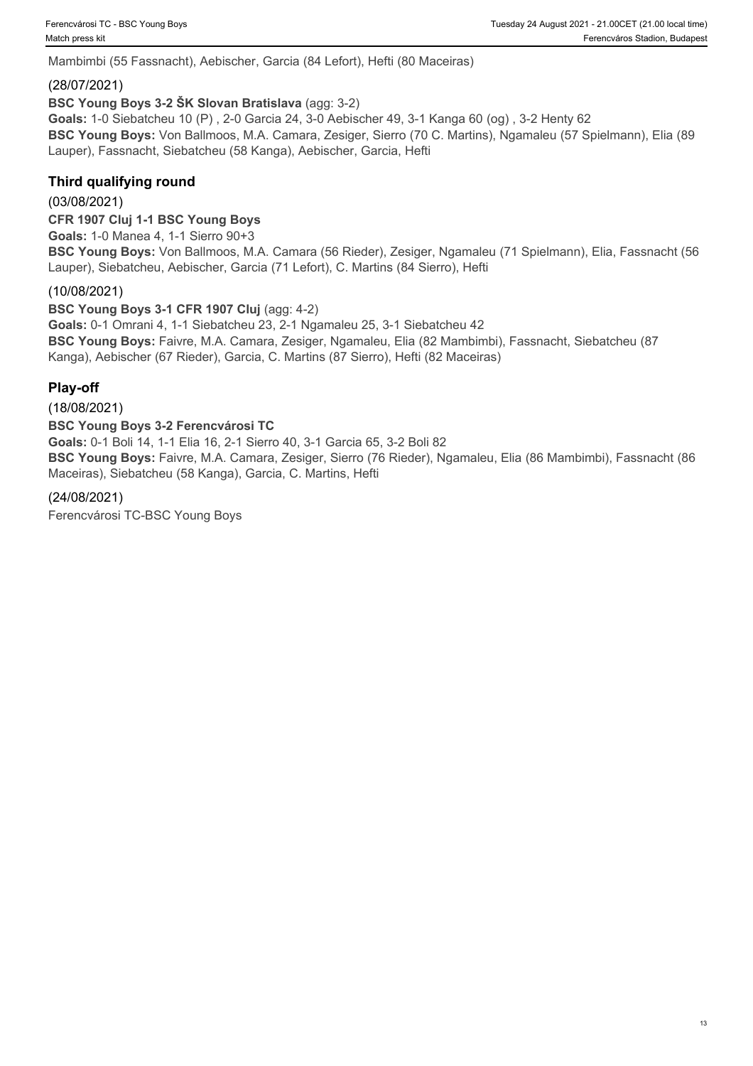Mambimbi (55 Fassnacht), Aebischer, Garcia (84 Lefort), Hefti (80 Maceiras)

(28/07/2021)

**BSC Young Boys 3-2 ŠK Slovan Bratislava** (agg: 3-2)

**Goals:** 1-0 Siebatcheu 10 (P) , 2-0 Garcia 24, 3-0 Aebischer 49, 3-1 Kanga 60 (og) , 3-2 Henty 62

**BSC Young Boys:** Von Ballmoos, M.A. Camara, Zesiger, Sierro (70 C. Martins), Ngamaleu (57 Spielmann), Elia (89 Lauper), Fassnacht, Siebatcheu (58 Kanga), Aebischer, Garcia, Hefti

## Third qualifying round

(03/08/2021)

**CFR 1907 Cluj 1-1 BSC Young Boys**

**Goals:** 1-0 Manea 4, 1-1 Sierro 90+3

**BSC Young Boys:** Von Ballmoos, M.A. Camara (56 Rieder), Zesiger, Ngamaleu (71 Spielmann), Elia, Fassnacht (56 Lauper), Siebatcheu, Aebischer, Garcia (71 Lefort), C. Martins (84 Sierro), Hefti

(10/08/2021)

**BSC Young Boys 3-1 CFR 1907 Cluj** (agg: 4-2)

**Goals:** 0-1 Omrani 4, 1-1 Siebatcheu 23, 2-1 Ngamaleu 25, 3-1 Siebatcheu 42

**BSC Young Boys:** Faivre, M.A. Camara, Zesiger, Ngamaleu, Elia (82 Mambimbi), Fassnacht, Siebatcheu (87 Kanga), Aebischer (67 Rieder), Garcia, C. Martins (87 Sierro), Hefti (82 Maceiras)

## Play-off

(18/08/2021)

**BSC Young Boys 3-2 Ferencvárosi TC**

**Goals:** 0-1 Boli 14, 1-1 Elia 16, 2-1 Sierro 40, 3-1 Garcia 65, 3-2 Boli 82

**BSC Young Boys:** Faivre, M.A. Camara, Zesiger, Sierro (76 Rieder), Ngamaleu, Elia (86 Mambimbi), Fassnacht (86 Maceiras), Siebatcheu (58 Kanga), Garcia, C. Martins, Hefti

(24/08/2021)

Ferencvárosi TC-BSC Young Boys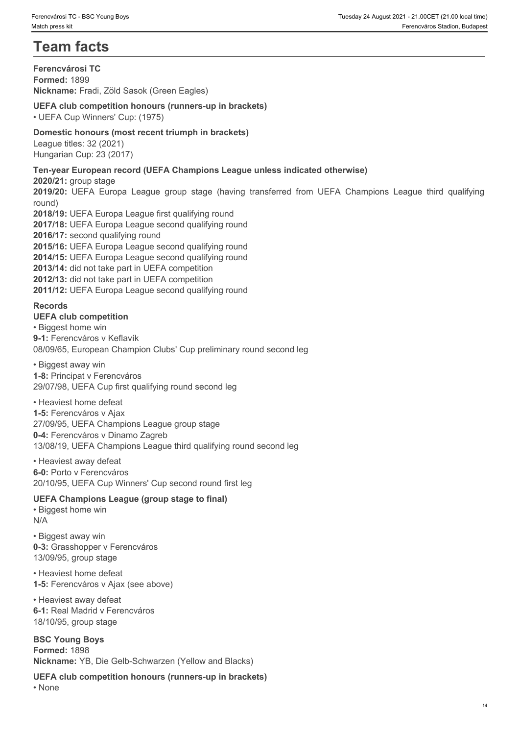# Team facts

**Ferencvárosi TC**
**Formed:** 1899
**Nickname:** Fradi, Zöld Sasok (Green Eagles)

**UEFA club competition honours (runners-up in brackets)**
• UEFA Cup Winners' Cup: (1975)

**Domestic honours (most recent triumph in brackets)**
League titles: 32 (2021)
Hungarian Cup: 23 (2017)

**Ten-year European record (UEFA Champions League unless indicated otherwise)**
**2020/21:** group stage
**2019/20:** UEFA Europa League group stage (having transferred from UEFA Champions League third qualifying round)
**2018/19:** UEFA Europa League first qualifying round
**2017/18:** UEFA Europa League second qualifying round
**2016/17:** second qualifying round
**2015/16:** UEFA Europa League second qualifying round
**2014/15:** UEFA Europa League second qualifying round
**2013/14:** did not take part in UEFA competition
**2012/13:** did not take part in UEFA competition
**2011/12:** UEFA Europa League second qualifying round

**Records**
**UEFA club competition**
• Biggest home win
**9-1:** Ferencváros v Keflavík
08/09/65, European Champion Clubs' Cup preliminary round second leg

• Biggest away win
**1-8:** Principat v Ferencváros
29/07/98, UEFA Cup first qualifying round second leg

• Heaviest home defeat
**1-5:** Ferencváros v Ajax
27/09/95, UEFA Champions League group stage
**0-4:** Ferencváros v Dinamo Zagreb
13/08/19, UEFA Champions League third qualifying round second leg

• Heaviest away defeat
**6-0:** Porto v Ferencváros
20/10/95, UEFA Cup Winners' Cup second round first leg

**UEFA Champions League (group stage to final)**
• Biggest home win
N/A

• Biggest away win
**0-3:** Grasshopper v Ferencváros
13/09/95, group stage

• Heaviest home defeat
**1-5:** Ferencváros v Ajax (see above)

• Heaviest away defeat
**6-1:** Real Madrid v Ferencváros
18/10/95, group stage

**BSC Young Boys**
**Formed:** 1898
**Nickname:** YB, Die Gelb-Schwarzen (Yellow and Blacks)

**UEFA club competition honours (runners-up in brackets)**
• None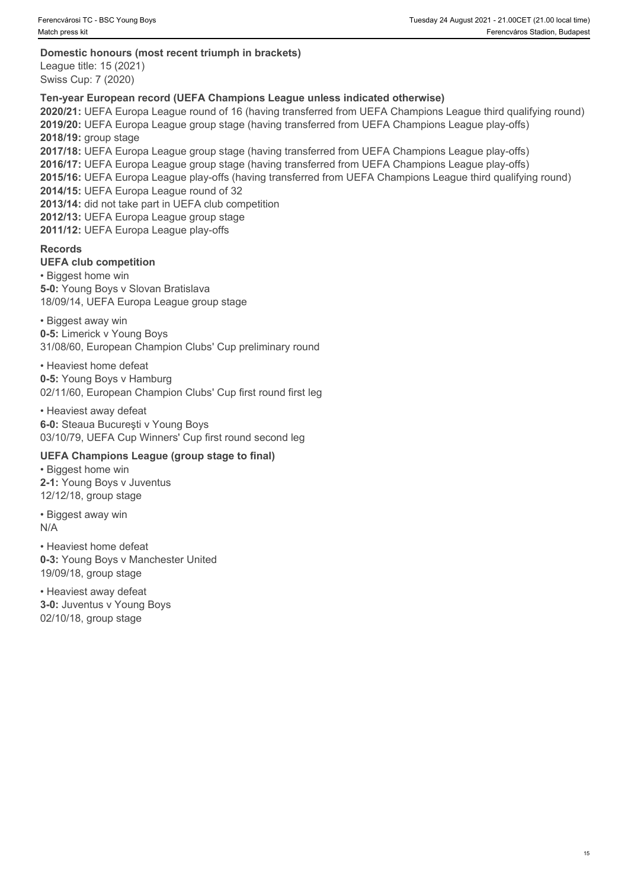**Domestic honours (most recent triumph in brackets)**

League title: 15 (2021)
Swiss Cup: 7 (2020)

**Ten-year European record (UEFA Champions League unless indicated otherwise)**

**2020/21:** UEFA Europa League round of 16 (having transferred from UEFA Champions League third qualifying round)
**2019/20:** UEFA Europa League group stage (having transferred from UEFA Champions League play-offs)
**2018/19:** group stage
**2017/18:** UEFA Europa League group stage (having transferred from UEFA Champions League play-offs)
**2016/17:** UEFA Europa League group stage (having transferred from UEFA Champions League play-offs)
**2015/16:** UEFA Europa League play-offs (having transferred from UEFA Champions League third qualifying round)
**2014/15:** UEFA Europa League round of 32
**2013/14:** did not take part in UEFA club competition
**2012/13:** UEFA Europa League group stage
**2011/12:** UEFA Europa League play-offs

**Records**

**UEFA club competition**

• Biggest home win
**5-0:** Young Boys v Slovan Bratislava
18/09/14, UEFA Europa League group stage

• Biggest away win
**0-5:** Limerick v Young Boys
31/08/60, European Champion Clubs' Cup preliminary round

• Heaviest home defeat
**0-5:** Young Boys v Hamburg
02/11/60, European Champion Clubs' Cup first round first leg

• Heaviest away defeat
**6-0:** Steaua Bucureşti v Young Boys
03/10/79, UEFA Cup Winners' Cup first round second leg

**UEFA Champions League (group stage to final)**

• Biggest home win
**2-1:** Young Boys v Juventus
12/12/18, group stage

• Biggest away win
N/A

• Heaviest home defeat
**0-3:** Young Boys v Manchester United
19/09/18, group stage

• Heaviest away defeat
**3-0:** Juventus v Young Boys
02/10/18, group stage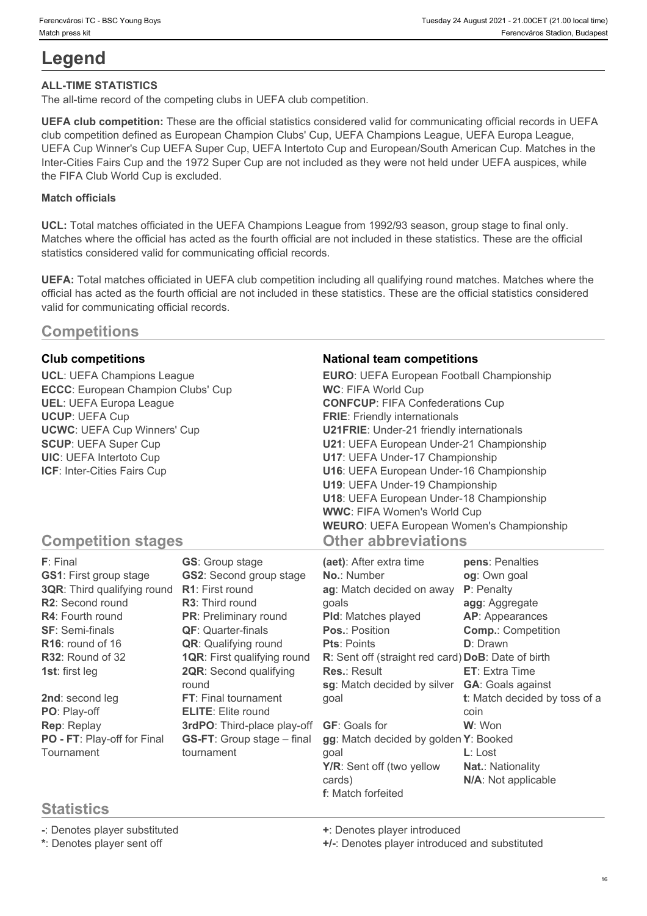# Legend

**ALL-TIME STATISTICS**

The all-time record of the competing clubs in UEFA club competition.

**UEFA club competition:** These are the official statistics considered valid for communicating official records in UEFA club competition defined as European Champion Clubs' Cup, UEFA Champions League, UEFA Europa League, UEFA Cup Winner's Cup UEFA Super Cup, UEFA Intertoto Cup and European/South American Cup. Matches in the Inter-Cities Fairs Cup and the 1972 Super Cup are not included as they were not held under UEFA auspices, while the FIFA Club World Cup is excluded.

**Match officials**

**UCL:** Total matches officiated in the UEFA Champions League from 1992/93 season, group stage to final only. Matches where the official has acted as the fourth official are not included in these statistics. These are the official statistics considered valid for communicating official records.

**UEFA:** Total matches officiated in UEFA club competition including all qualifying round matches. Matches where the official has acted as the fourth official are not included in these statistics. These are the official statistics considered valid for communicating official records.

## Competitions

### Club competitions

**UCL**: UEFA Champions League
**ECCC**: European Champion Clubs' Cup
**UEL**: UEFA Europa League
**UCUP**: UEFA Cup
**UCWC**: UEFA Cup Winners' Cup
**SCUP**: UEFA Super Cup
**UIC**: UEFA Intertoto Cup
**ICF**: Inter-Cities Fairs Cup

### National team competitions

**EURO**: UEFA European Football Championship
**WC**: FIFA World Cup
**CONFCUP**: FIFA Confederations Cup
**FRIE**: Friendly internationals
**U21FRIE**: Under-21 friendly internationals
**U21**: UEFA European Under-21 Championship
**U17**: UEFA Under-17 Championship
**U16**: UEFA European Under-16 Championship
**U19**: UEFA Under-19 Championship
**U18**: UEFA European Under-18 Championship
**WWC**: FIFA Women's World Cup
**WEURO**: UEFA European Women's Championship

## Competition stages

**F**: Final
**GS1**: First group stage
**3QR**: Third qualifying round
**R2**: Second round
**R4**: Fourth round
**SF**: Semi-finals
**R16**: round of 16
**R32**: Round of 32
**1st**: first leg
**2nd**: second leg
**PO**: Play-off
**Rep**: Replay
**PO - FT**: Play-off for Final Tournament
**GS**: Group stage
**GS2**: Second group stage
**R1**: First round
**R3**: Third round
**PR**: Preliminary round
**QF**: Quarter-finals
**QR**: Qualifying round
**1QR**: First qualifying round
**2QR**: Second qualifying round
**FT**: Final tournament
**ELITE**: Elite round
**3rdPO**: Third-place play-off
**GS-FT**: Group stage – final tournament

## Other abbreviations

**(aet)**: After extra time
**No.**: Number
**ag**: Match decided on away goals
**Pld**: Matches played
**Pos.**: Position
**Pts**: Points
**R**: Sent off (straight red card)
**Res.**: Result
**sg**: Match decided by silver goal
**GF**: Goals for
**gg**: Match decided by golden goal
**Y/R**: Sent off (two yellow cards)
**f**: Match forfeited
**pens**: Penalties
**og**: Own goal
**P**: Penalty
**agg**: Aggregate
**AP**: Appearances
**Comp.**: Competition
**D**: Drawn
**DoB**: Date of birth
**ET**: Extra Time
**GA**: Goals against
**t**: Match decided by toss of a coin
**W**: Won
**Y**: Booked
**L**: Lost
**Nat.**: Nationality
**N/A**: Not applicable

## Statistics

**-**: Denotes player substituted
**\***: Denotes player sent off
**+**: Denotes player introduced
**+/-**: Denotes player introduced and substituted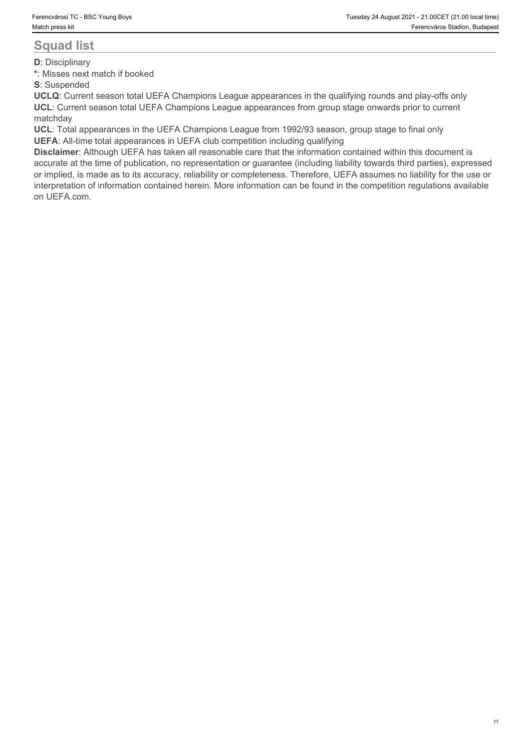## Squad list

**D**: Disciplinary

**\***: Misses next match if booked

**S**: Suspended

**UCLQ**: Current season total UEFA Champions League appearances in the qualifying rounds and play-offs only

**UCL**: Current season total UEFA Champions League appearances from group stage onwards prior to current matchday

**UCL**: Total appearances in the UEFA Champions League from 1992/93 season, group stage to final only

**UEFA**: All-time total appearances in UEFA club competition including qualifying

**Disclaimer**: Although UEFA has taken all reasonable care that the information contained within this document is accurate at the time of publication, no representation or guarantee (including liability towards third parties), expressed or implied, is made as to its accuracy, reliability or completeness. Therefore, UEFA assumes no liability for the use or interpretation of information contained herein. More information can be found in the competition regulations available on UEFA.com.